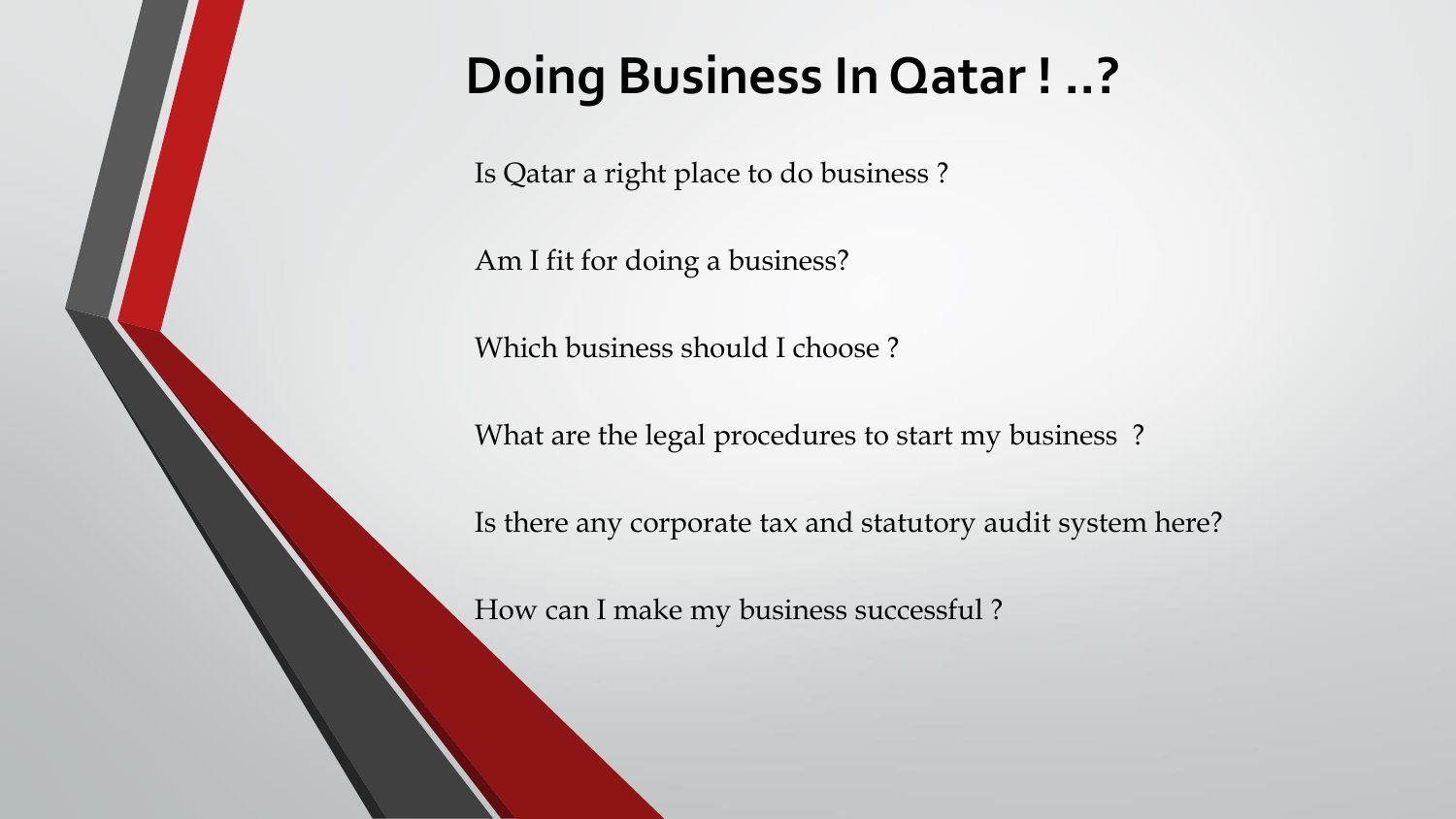# Doing Business In Qatar ! ..?

Is Qatar a right place to do business ?

Am I fit for doing a business?

Which business should I choose ?

What are the legal procedures to start my business ?

Is there any corporate tax and statutory audit system here?

How can I make my business successful ?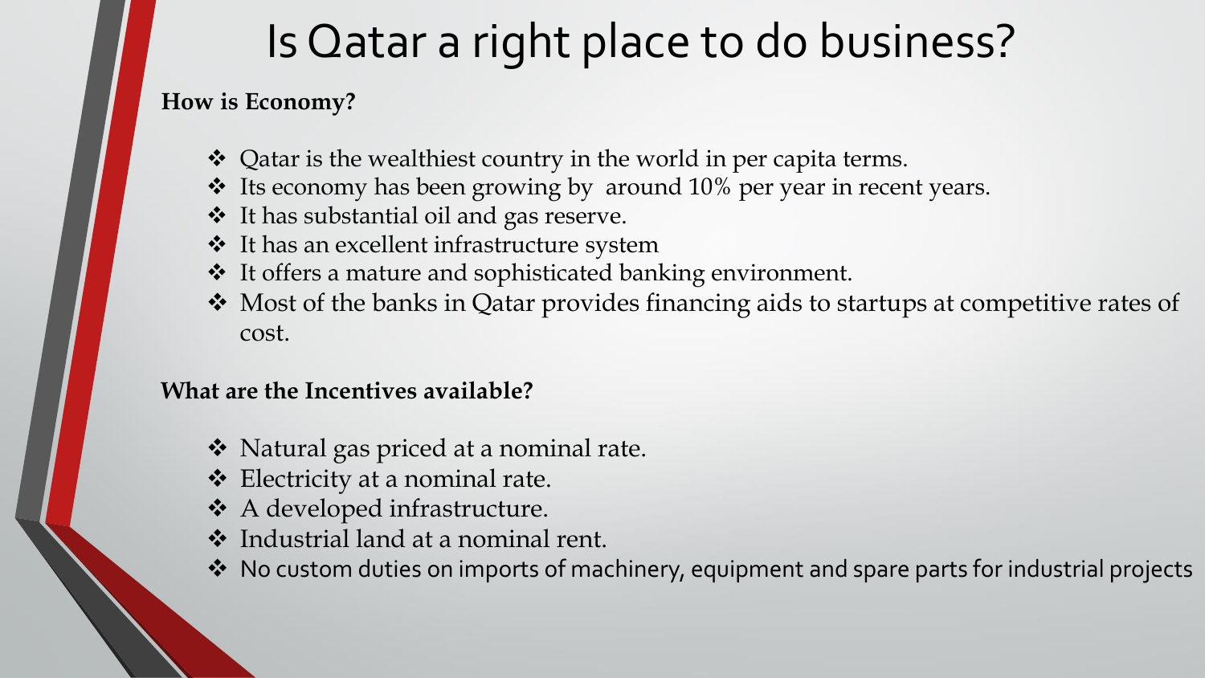# Is Qatar a right place to do business?

**How is Economy?**

- Qatar is the wealthiest country in the world in per capita terms.
- Its economy has been growing by around 10% per year in recent years.
- It has substantial oil and gas reserve.
- It has an excellent infrastructure system
- It offers a mature and sophisticated banking environment.
- Most of the banks in Qatar provides financing aids to startups at competitive rates of cost.

**What are the Incentives available?**

- Natural gas priced at a nominal rate.
- Electricity at a nominal rate.
- A developed infrastructure.
- Industrial land at a nominal rent.
- No custom duties on imports of machinery, equipment and spare parts for industrial projects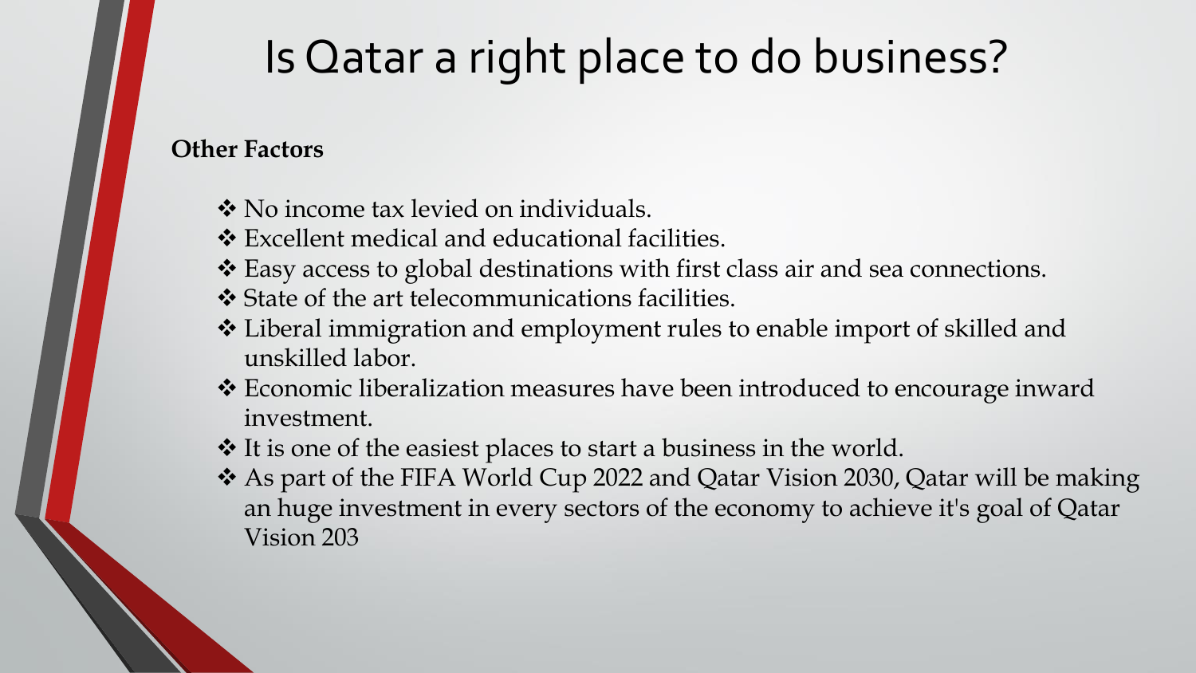# Is Qatar a right place to do business?

**Other Factors**

- ❖ No income tax levied on individuals.
- ❖ Excellent medical and educational facilities.
- ❖ Easy access to global destinations with first class air and sea connections.
- ❖ State of the art telecommunications facilities.
- ❖ Liberal immigration and employment rules to enable import of skilled and unskilled labor.
- ❖ Economic liberalization measures have been introduced to encourage inward investment.
- ❖ It is one of the easiest places to start a business in the world.
- ❖ As part of the FIFA World Cup 2022 and Qatar Vision 2030, Qatar will be making an huge investment in every sectors of the economy to achieve it's goal of Qatar Vision 203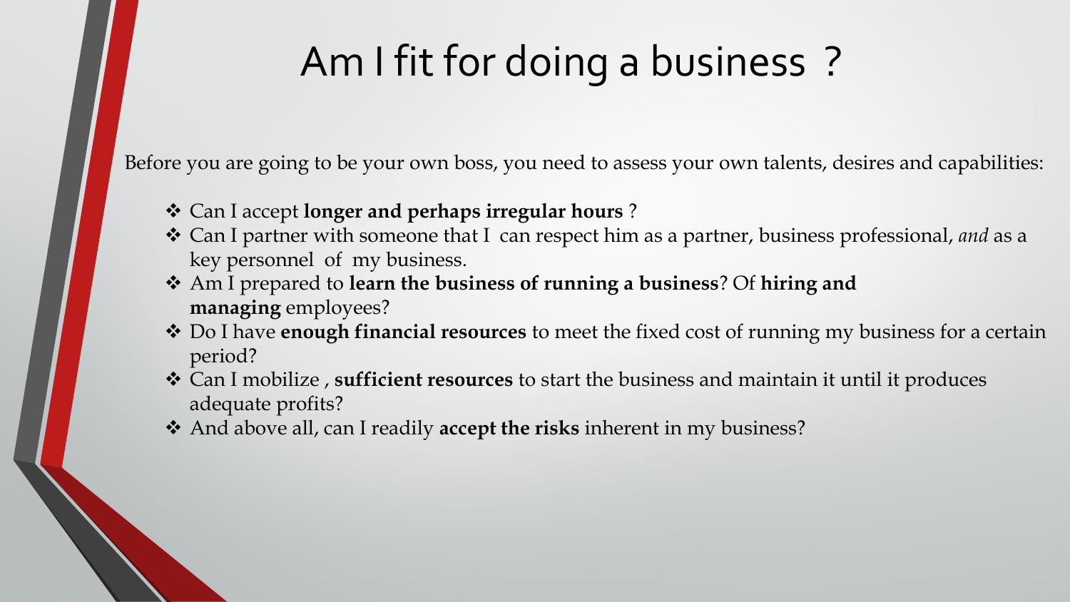# Am I fit for doing a business ?

Before you are going to be your own boss, you need to assess your own talents, desires and capabilities:

- Can I accept **longer and perhaps irregular hours** ?
- Can I partner with someone that I can respect him as a partner, business professional, *and* as a key personnel of my business.
- Am I prepared to **learn the business of running a business**? Of **hiring and managing** employees?
- Do I have **enough financial resources** to meet the fixed cost of running my business for a certain period?
- Can I mobilize , **sufficient resources** to start the business and maintain it until it produces adequate profits?
- And above all, can I readily **accept the risks** inherent in my business?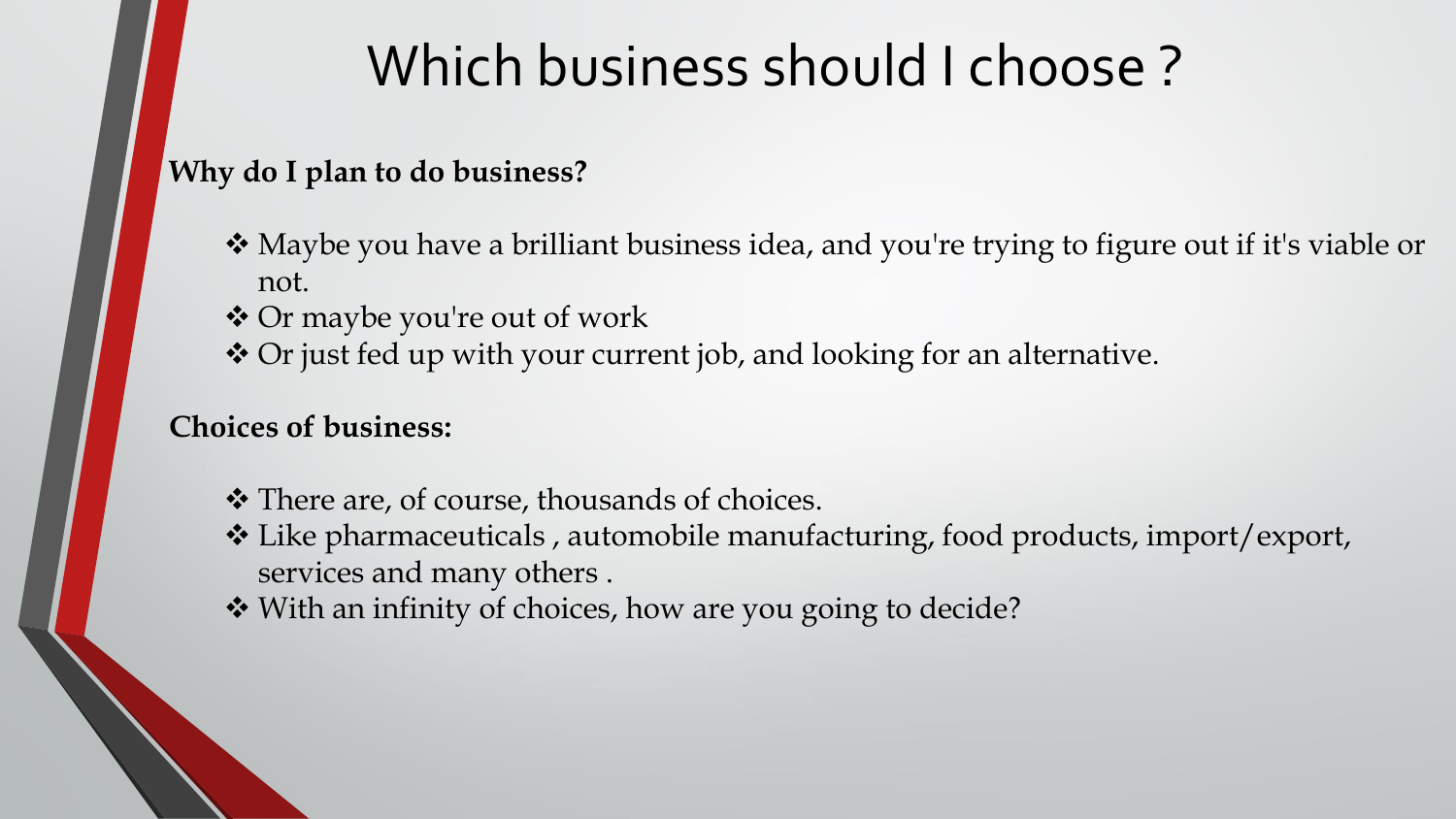# Which business should I choose ?

**Why do I plan to do business?**

- Maybe you have a brilliant business idea, and you're trying to figure out if it's viable or not.
- Or maybe you're out of work
- Or just fed up with your current job, and looking for an alternative.

**Choices of business:**

- There are, of course, thousands of choices.
- Like pharmaceuticals , automobile manufacturing, food products, import/export, services and many others .
- With an infinity of choices, how are you going to decide?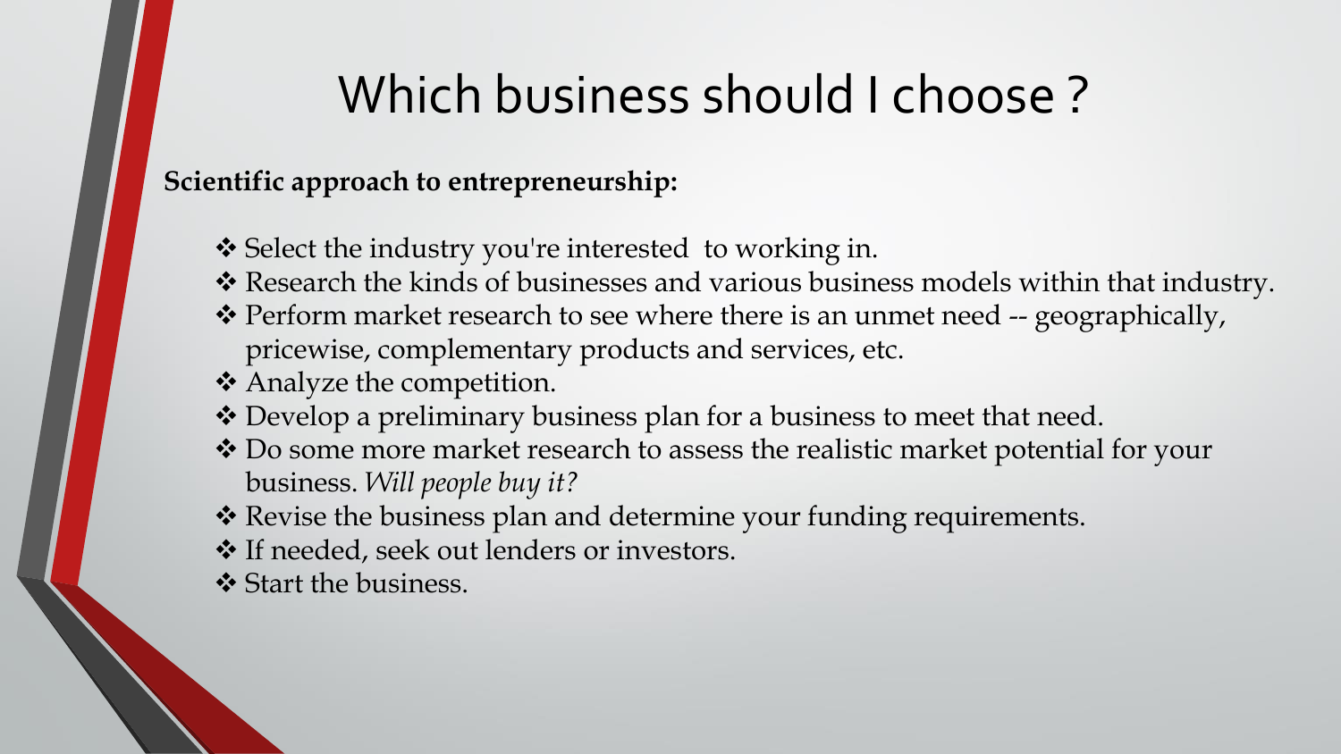# Which business should I choose ?

**Scientific approach to entrepreneurship:**

- ❖ Select the industry you're interested to working in.
- ❖ Research the kinds of businesses and various business models within that industry.
- ❖ Perform market research to see where there is an unmet need -- geographically, pricewise, complementary products and services, etc.
- ❖ Analyze the competition.
- ❖ Develop a preliminary business plan for a business to meet that need.
- ❖ Do some more market research to assess the realistic market potential for your business. *Will people buy it?*
- ❖ Revise the business plan and determine your funding requirements.
- ❖ If needed, seek out lenders or investors.
- ❖ Start the business.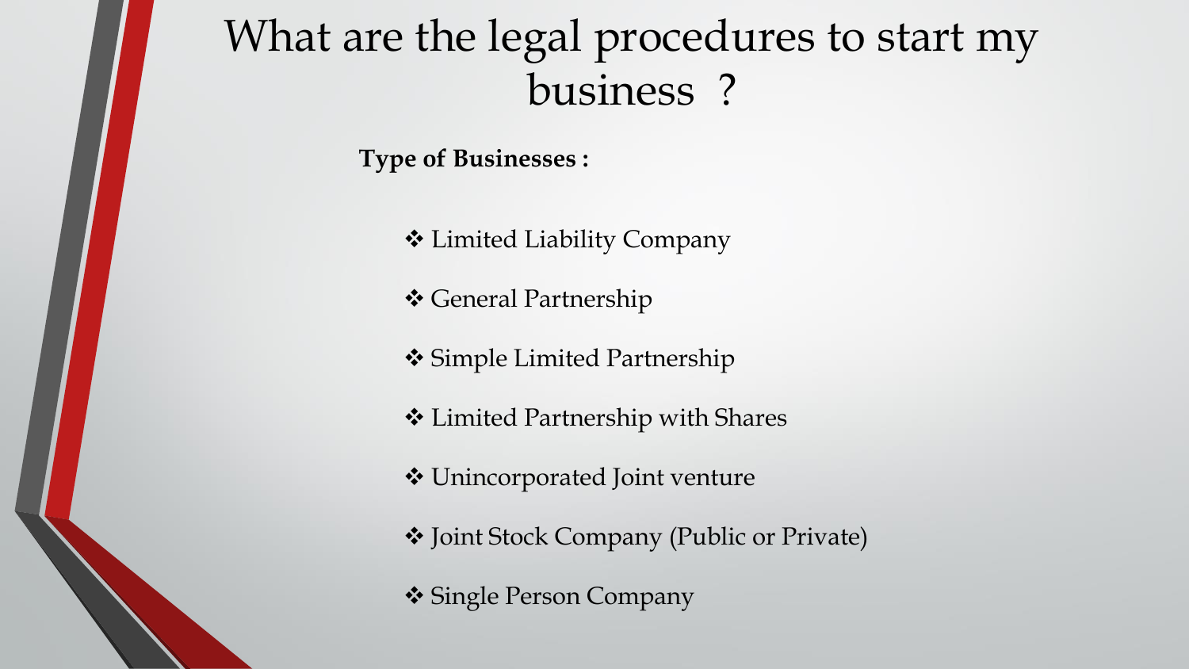# What are the legal procedures to start my business ?

**Type of Businesses :**

- Limited Liability Company
- General Partnership
- Simple Limited Partnership
- Limited Partnership with Shares
- Unincorporated Joint venture
- Joint Stock Company (Public or Private)
- Single Person Company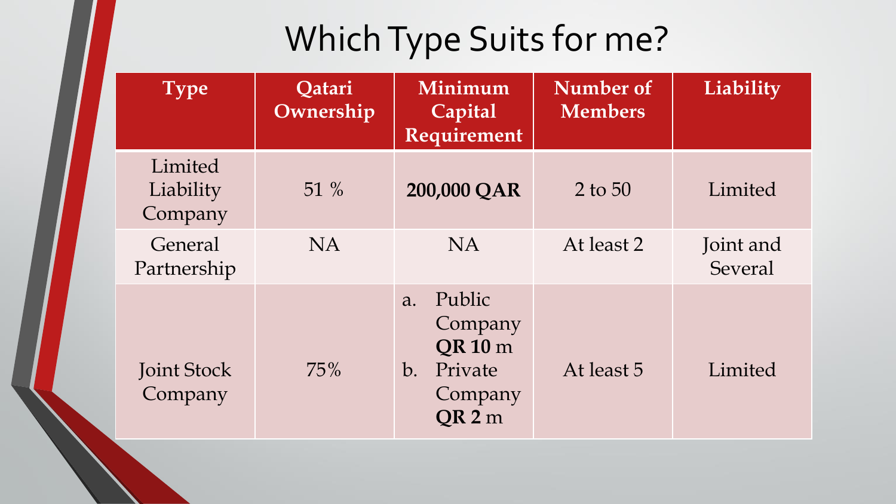# Which Type Suits for me?

| Type | Qatari Ownership | Minimum Capital Requirement | Number of Members | Liability |
|---|---|---|---|---|
| Limited Liability Company | 51 % | **200,000 QAR** | 2 to 50 | Limited |
| General Partnership | NA | NA | At least 2 | Joint and Several |
| Joint Stock Company | 75% | a. Public Company **QR 10** m<br>b. Private Company **QR 2** m | At least 5 | Limited |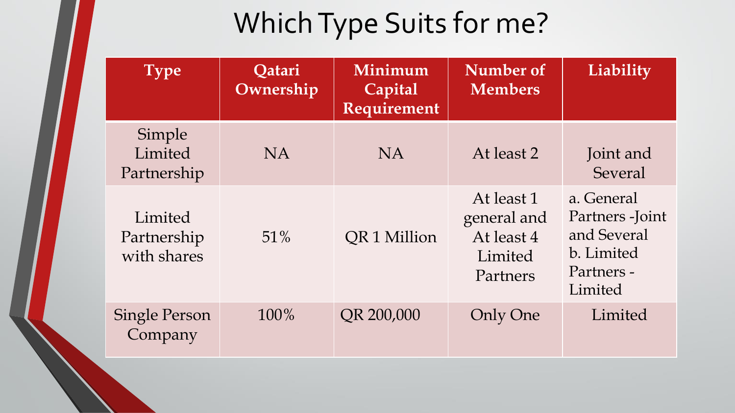# Which Type Suits for me?

| Type | Qatari Ownership | Minimum Capital Requirement | Number of Members | Liability |
|---|---|---|---|---|
| Simple Limited Partnership | NA | NA | At least 2 | Joint and Several |
| Limited Partnership with shares | 51% | QR 1 Million | At least 1 general and At least 4 Limited Partners | a. General Partners -Joint and Several<br>b. Limited Partners - Limited |
| Single Person Company | 100% | QR 200,000 | Only One | Limited |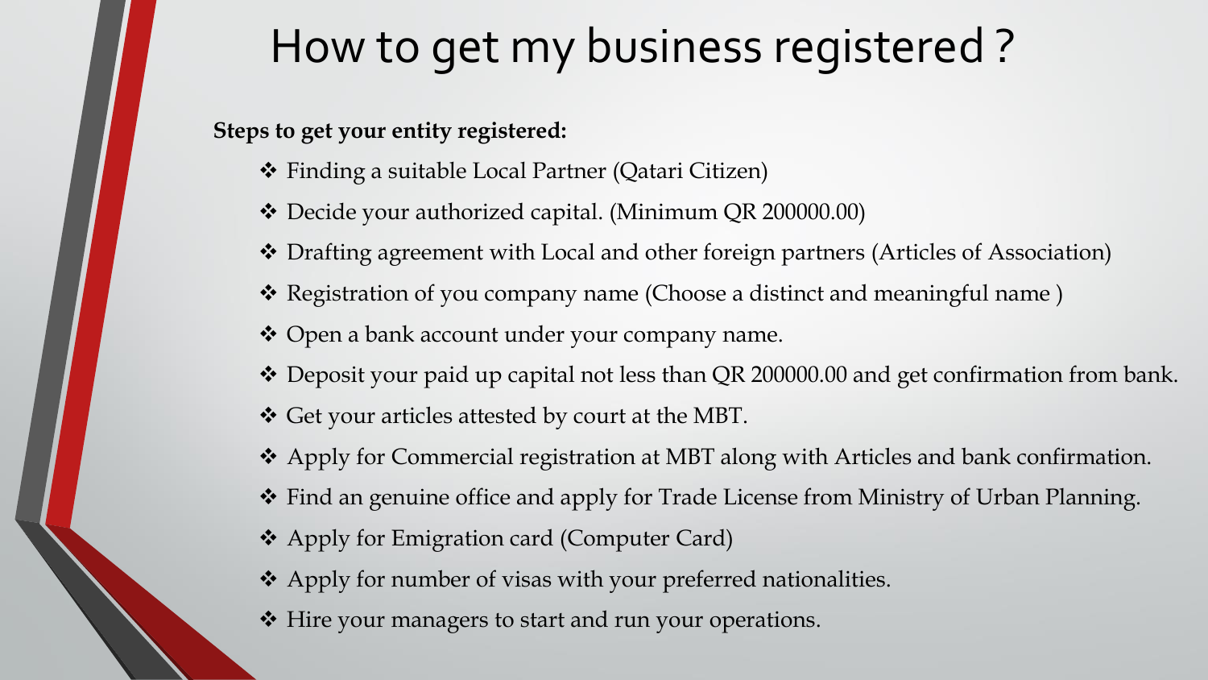# How to get my business registered ?

**Steps to get your entity registered:**

- Finding a suitable Local Partner (Qatari Citizen)
- Decide your authorized capital. (Minimum QR 200000.00)
- Drafting agreement with Local and other foreign partners (Articles of Association)
- Registration of you company name (Choose a distinct and meaningful name )
- Open a bank account under your company name.
- Deposit your paid up capital not less than QR 200000.00 and get confirmation from bank.
- Get your articles attested by court at the MBT.
- Apply for Commercial registration at MBT along with Articles and bank confirmation.
- Find an genuine office and apply for Trade License from Ministry of Urban Planning.
- Apply for Emigration card (Computer Card)
- Apply for number of visas with your preferred nationalities.
- Hire your managers to start and run your operations.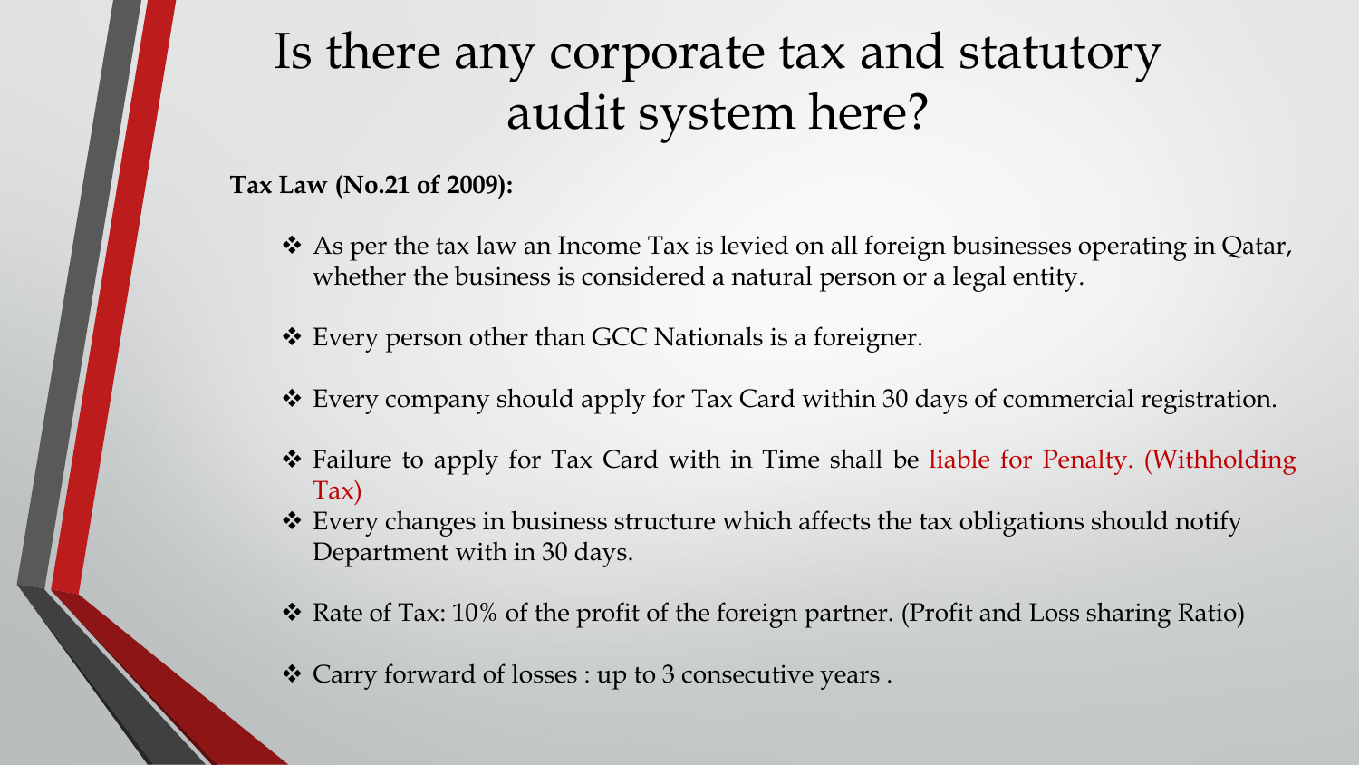# Is there any corporate tax and statutory audit system here?

**Tax Law (No.21 of 2009):**

- As per the tax law an Income Tax is levied on all foreign businesses operating in Qatar, whether the business is considered a natural person or a legal entity.
- Every person other than GCC Nationals is a foreigner.
- Every company should apply for Tax Card within 30 days of commercial registration.
- Failure to apply for Tax Card with in Time shall be liable for Penalty. (Withholding Tax)
- Every changes in business structure which affects the tax obligations should notify Department with in 30 days.
- Rate of Tax: 10% of the profit of the foreign partner. (Profit and Loss sharing Ratio)
- Carry forward of losses : up to 3 consecutive years .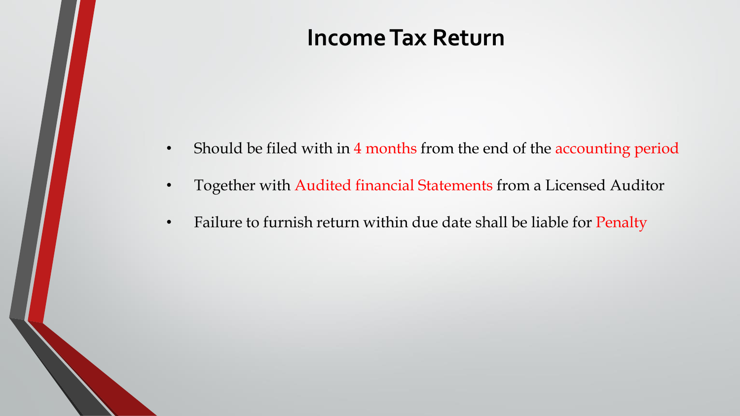# Income Tax Return

- Should be filed with in 4 months from the end of the accounting period
- Together with Audited financial Statements from a Licensed Auditor
- Failure to furnish return within due date shall be liable for Penalty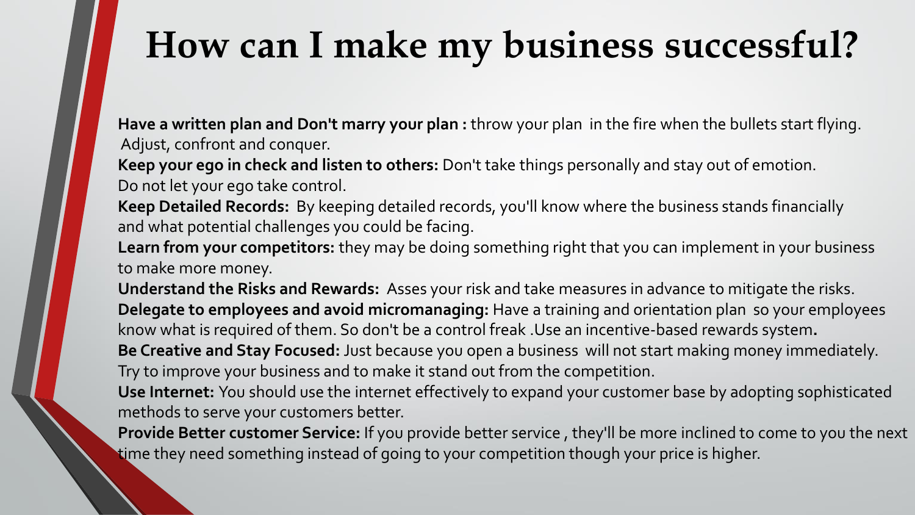# How can I make my business successful?

**Have a written plan and Don't marry your plan :** throw your plan in the fire when the bullets start flying. Adjust, confront and conquer.

**Keep your ego in check and listen to others:** Don't take things personally and stay out of emotion. Do not let your ego take control.

**Keep Detailed Records:** By keeping detailed records, you'll know where the business stands financially and what potential challenges you could be facing.

**Learn from your competitors:** they may be doing something right that you can implement in your business to make more money.

**Understand the Risks and Rewards:** Asses your risk and take measures in advance to mitigate the risks.

**Delegate to employees and avoid micromanaging:** Have a training and orientation plan so your employees know what is required of them. So don't be a control freak .Use an incentive-based rewards system**.**

**Be Creative and Stay Focused:** Just because you open a business will not start making money immediately. Try to improve your business and to make it stand out from the competition.

**Use Internet:** You should use the internet effectively to expand your customer base by adopting sophisticated methods to serve your customers better.

**Provide Better customer Service:** If you provide better service , they'll be more inclined to come to you the next time they need something instead of going to your competition though your price is higher.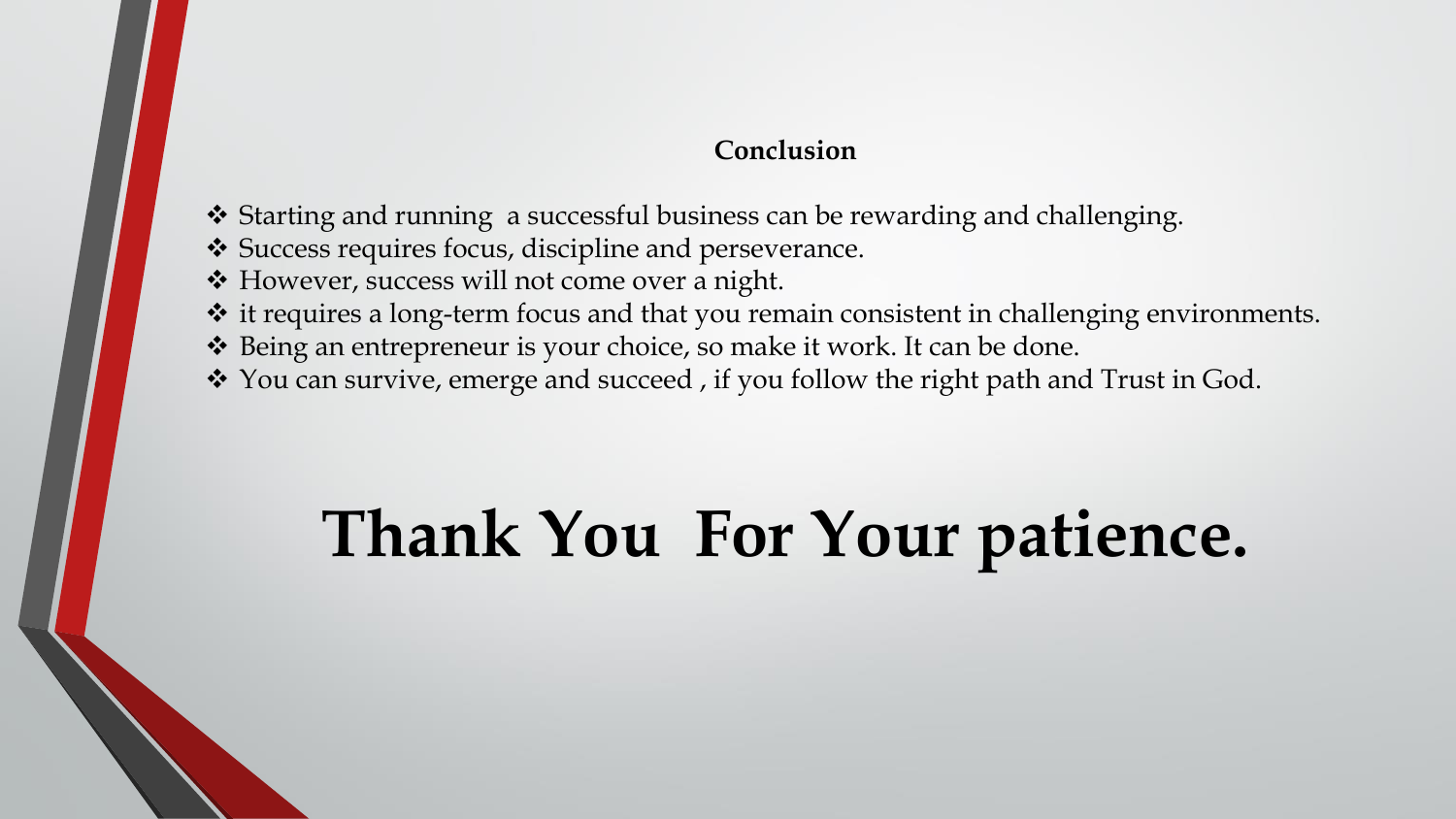## Conclusion

- Starting and running a successful business can be rewarding and challenging.
- Success requires focus, discipline and perseverance.
- However, success will not come over a night.
- it requires a long-term focus and that you remain consistent in challenging environments.
- Being an entrepreneur is your choice, so make it work. It can be done.
- You can survive, emerge and succeed , if you follow the right path and Trust in God.

# Thank You For Your patience.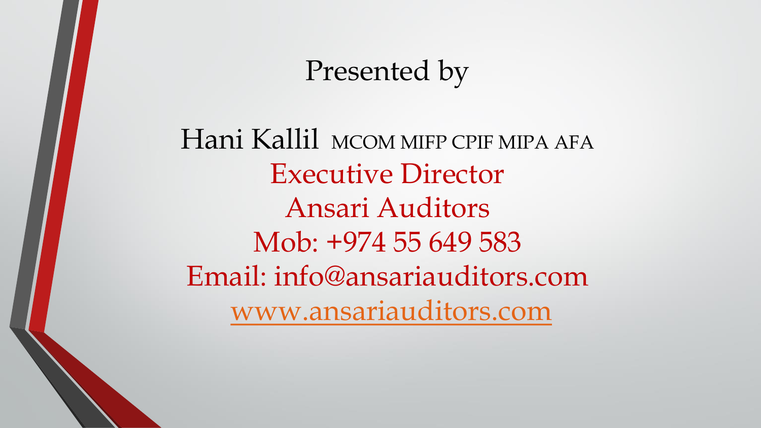Presented by

Hani Kallil MCOM MIFP CPIF MIPA AFA
Executive Director
Ansari Auditors
Mob: +974 55 649 583
Email: info@ansariauditors.com
www.ansariauditors.com